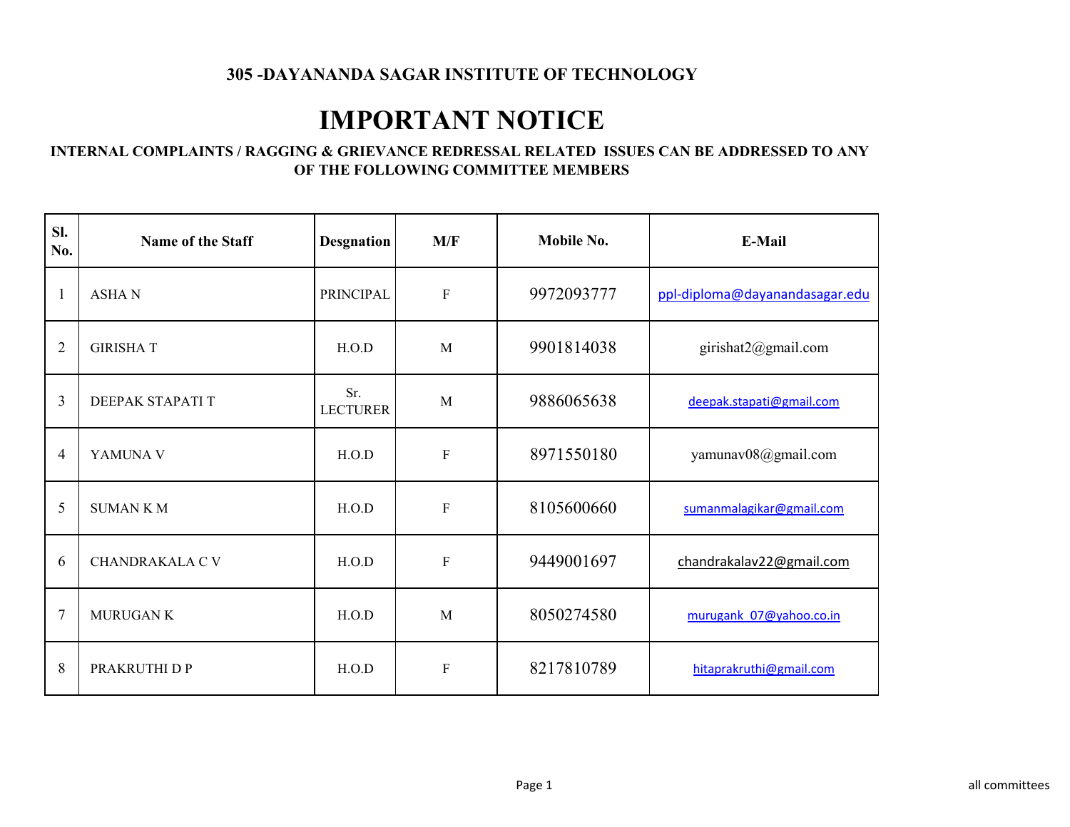### 305 -DAYANANDA SAGAR INSTITUTE OF TECHNOLOGY

# IMPORTANT NOTICE

**INTERNAL COMPLAINTS / RAGGING & GRIEVANCE REDRESSAL RELATED ISSUES CAN BE ADDRESSED TO ANY OF THE FOLLOWING COMMITTEE MEMBERS**

| Sl. No. | Name of the Staff | Desgnation | M/F | Mobile No. | E-Mail |
|---|---|---|---|---|---|
| 1 | ASHA N | PRINCIPAL | F | 9972093777 | ppl-diploma@dayanandasagar.edu |
| 2 | GIRISHA T | H.O.D | M | 9901814038 | girishat2@gmail.com |
| 3 | DEEPAK STAPATI T | Sr. LECTURER | M | 9886065638 | deepak.stapati@gmail.com |
| 4 | YAMUNA V | H.O.D | F | 8971550180 | yamunav08@gmail.com |
| 5 | SUMAN K M | H.O.D | F | 8105600660 | sumanmalagikar@gmail.com |
| 6 | CHANDRAKALA C V | H.O.D | F | 9449001697 | chandrakalav22@gmail.com |
| 7 | MURUGAN K | H.O.D | M | 8050274580 | murugank_07@yahoo.co.in |
| 8 | PRAKRUTHI D P | H.O.D | F | 8217810789 | hitaprakruthi@gmail.com |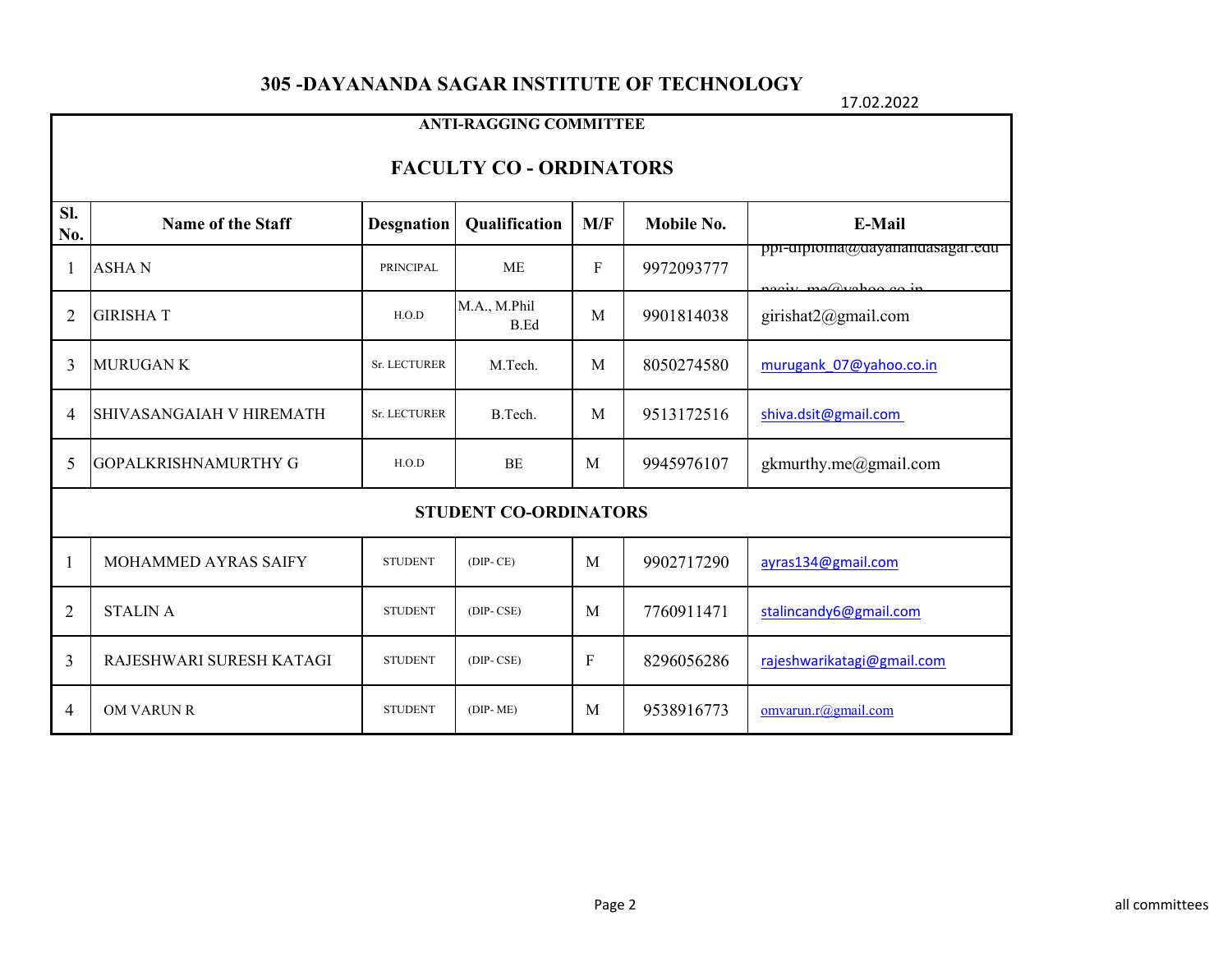# 305 -DAYANANDA SAGAR INSTITUTE OF TECHNOLOGY

17.02.2022

## ANTI-RAGGING COMMITTEE

### FACULTY CO - ORDINATORS

| Sl. No. | Name of the Staff | Desgnation | Qualification | M/F | Mobile No. | E-Mail |
|---|---|---|---|---|---|---|
| 1 | ASHA N | PRINCIPAL | ME | F | 9972093777 | ppi-diploma@dayanandasagar.edu nasiv_me@yahoo.co.in |
| 2 | GIRISHA T | H.O.D | M.A., M.Phil B.Ed | M | 9901814038 | girishat2@gmail.com |
| 3 | MURUGAN K | Sr. LECTURER | M.Tech. | M | 8050274580 | murugank_07@yahoo.co.in |
| 4 | SHIVASANGAIAH V HIREMATH | Sr. LECTURER | B.Tech. | M | 9513172516 | shiva.dsit@gmail.com |
| 5 | GOPALKRISHNAMURTHY G | H.O.D | BE | M | 9945976107 | gkmurthy.me@gmail.com |
| | **STUDENT CO-ORDINATORS** | | | | | |
| 1 | MOHAMMED AYRAS SAIFY | STUDENT | (DIP- CE) | M | 9902717290 | ayras134@gmail.com |
| 2 | STALIN A | STUDENT | (DIP- CSE) | M | 7760911471 | stalincandy6@gmail.com |
| 3 | RAJESHWARI SURESH KATAGI | STUDENT | (DIP- CSE) | F | 8296056286 | rajeshwarikatagi@gmail.com |
| 4 | OM VARUN R | STUDENT | (DIP- ME) | M | 9538916773 | omvarun.r@gmail.com |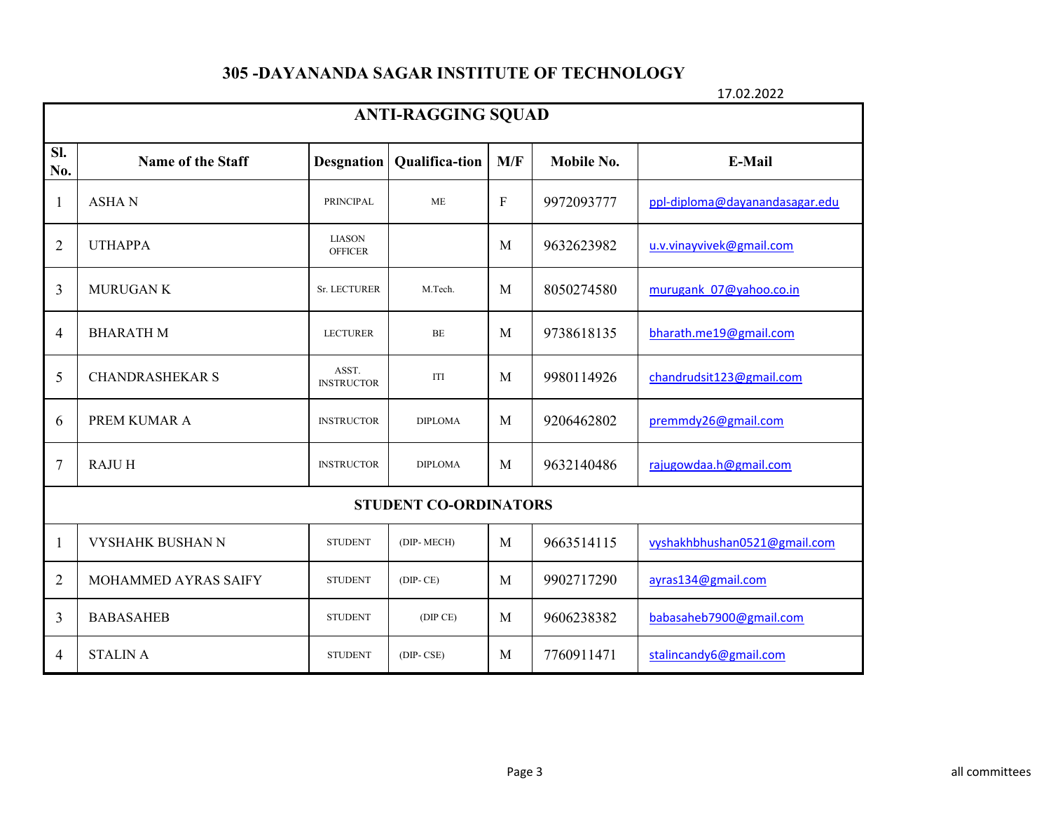# 305 -DAYANANDA SAGAR INSTITUTE OF TECHNOLOGY

17.02.2022

| ANTI-RAGGING SQUAD | | | | | | |
|---|---|---|---|---|---|---|
| Sl. No. | Name of the Staff | Desgnation | Qualifica-tion | M/F | Mobile No. | E-Mail |
| 1 | ASHA N | PRINCIPAL | ME | F | 9972093777 | ppl-diploma@dayanandasagar.edu |
| 2 | UTHAPPA | LIASON OFFICER | | M | 9632623982 | u.v.vinayvivek@gmail.com |
| 3 | MURUGAN K | Sr. LECTURER | M.Tech. | M | 8050274580 | murugank_07@yahoo.co.in |
| 4 | BHARATH M | LECTURER | BE | M | 9738618135 | bharath.me19@gmail.com |
| 5 | CHANDRASHEKAR S | ASST. INSTRUCTOR | ITI | M | 9980114926 | chandrudsit123@gmail.com |
| 6 | PREM KUMAR A | INSTRUCTOR | DIPLOMA | M | 9206462802 | premmdy26@gmail.com |
| 7 | RAJU H | INSTRUCTOR | DIPLOMA | M | 9632140486 | rajugowdaa.h@gmail.com |
| **STUDENT CO-ORDINATORS** | | | | | | |
| 1 | VYSHAHK BUSHAN N | STUDENT | (DIP- MECH) | M | 9663514115 | vyshakhbhushan0521@gmail.com |
| 2 | MOHAMMED AYRAS SAIFY | STUDENT | (DIP- CE) | M | 9902717290 | ayras134@gmail.com |
| 3 | BABASAHEB | STUDENT | (DIP CE) | M | 9606238382 | babasaheb7900@gmail.com |
| 4 | STALIN A | STUDENT | (DIP- CSE) | M | 7760911471 | stalincandy6@gmail.com |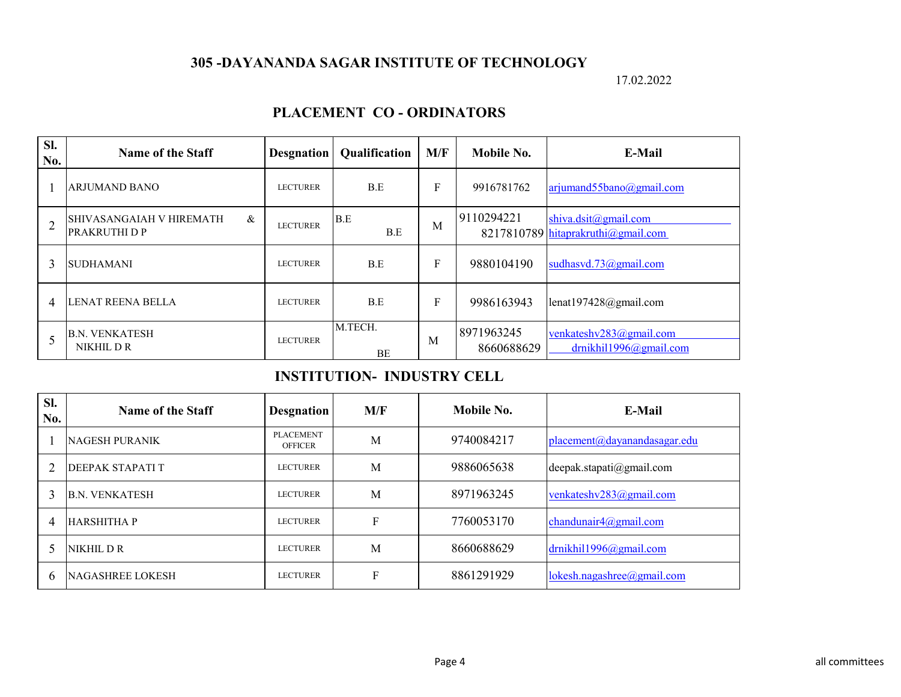# 305 -DAYANANDA SAGAR INSTITUTE OF TECHNOLOGY

17.02.2022

## PLACEMENT CO - ORDINATORS

| Sl. No. | Name of the Staff | Desgnation | Qualification | M/F | Mobile No. | E-Mail |
|---|---|---|---|---|---|---|
| 1 | ARJUMAND BANO | LECTURER | B.E | F | 9916781762 | arjumand55bano@gmail.com |
| 2 | SHIVASANGAIAH V HIREMATH & PRAKRUTHI D P | LECTURER | B.E B.E | M | 9110294221 8217810789 | shiva.dsit@gmail.com hitaprakruthi@gmail.com |
| 3 | SUDHAMANI | LECTURER | B.E | F | 9880104190 | sudhasvd.73@gmail.com |
| 4 | LENAT REENA BELLA | LECTURER | B.E | F | 9986163943 | lenat197428@gmail.com |
| 5 | B.N. VENKATESH NIKHIL D R | LECTURER | M.TECH. BE | M | 8971963245 8660688629 | venkateshv283@gmail.com drnikhil1996@gmail.com |

## INSTITUTION- INDUSTRY CELL

| Sl. No. | Name of the Staff | Desgnation | M/F | Mobile No. | E-Mail |
|---|---|---|---|---|---|
| 1 | NAGESH PURANIK | PLACEMENT OFFICER | M | 9740084217 | placement@dayanandasagar.edu |
| 2 | DEEPAK STAPATI T | LECTURER | M | 9886065638 | deepak.stapati@gmail.com |
| 3 | B.N. VENKATESH | LECTURER | M | 8971963245 | venkateshv283@gmail.com |
| 4 | HARSHITHA P | LECTURER | F | 7760053170 | chandunair4@gmail.com |
| 5 | NIKHIL D R | LECTURER | M | 8660688629 | drnikhil1996@gmail.com |
| 6 | NAGASHREE LOKESH | LECTURER | F | 8861291929 | lokesh.nagashree@gmail.com |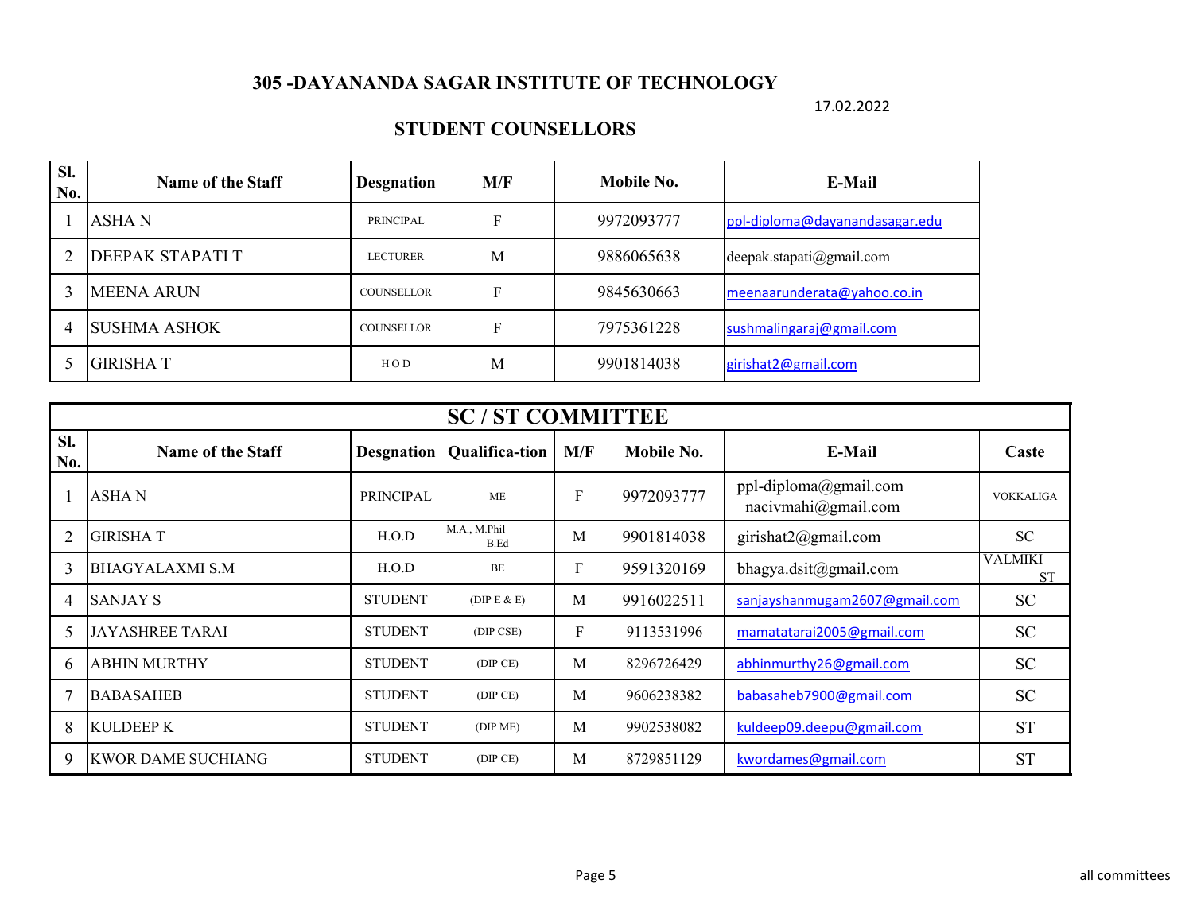## 305 -DAYANANDA SAGAR INSTITUTE OF TECHNOLOGY

17.02.2022

### STUDENT COUNSELLORS

| Sl. No. | Name of the Staff | Desgnation | M/F | Mobile No. | E-Mail |
|---|---|---|---|---|---|
| 1 | ASHA N | PRINCIPAL | F | 9972093777 | ppl-diploma@dayanandasagar.edu |
| 2 | DEEPAK STAPATI T | LECTURER | M | 9886065638 | deepak.stapati@gmail.com |
| 3 | MEENA ARUN | COUNSELLOR | F | 9845630663 | meenaarunderata@yahoo.co.in |
| 4 | SUSHMA ASHOK | COUNSELLOR | F | 7975361228 | sushmalingaraj@gmail.com |
| 5 | GIRISHA T | H O D | M | 9901814038 | girishat2@gmail.com |

### SC / ST COMMITTEE

| Sl. No. | Name of the Staff | Desgnation | Qualifica-tion | M/F | Mobile No. | E-Mail | Caste |
|---|---|---|---|---|---|---|---|
| 1 | ASHA N | PRINCIPAL | ME | F | 9972093777 | ppl-diploma@gmail.com nacivmahi@gmail.com | VOKKALIGA |
| 2 | GIRISHA T | H.O.D | M.A., M.Phil B.Ed | M | 9901814038 | girishat2@gmail.com | SC |
| 3 | BHAGYALAXMI S.M | H.O.D | BE | F | 9591320169 | bhagya.dsit@gmail.com | VALMIKI ST |
| 4 | SANJAY S | STUDENT | (DIP E & E) | M | 9916022511 | sanjayshanmugam2607@gmail.com | SC |
| 5 | JAYASHREE TARAI | STUDENT | (DIP CSE) | F | 9113531996 | mamatatarai2005@gmail.com | SC |
| 6 | ABHIN MURTHY | STUDENT | (DIP CE) | M | 8296726429 | abhinmurthy26@gmail.com | SC |
| 7 | BABASAHEB | STUDENT | (DIP CE) | M | 9606238382 | babasaheb7900@gmail.com | SC |
| 8 | KULDEEP K | STUDENT | (DIP ME) | M | 9902538082 | kuldeep09.deepu@gmail.com | ST |
| 9 | KWOR DAME SUCHIANG | STUDENT | (DIP CE) | M | 8729851129 | kwordames@gmail.com | ST |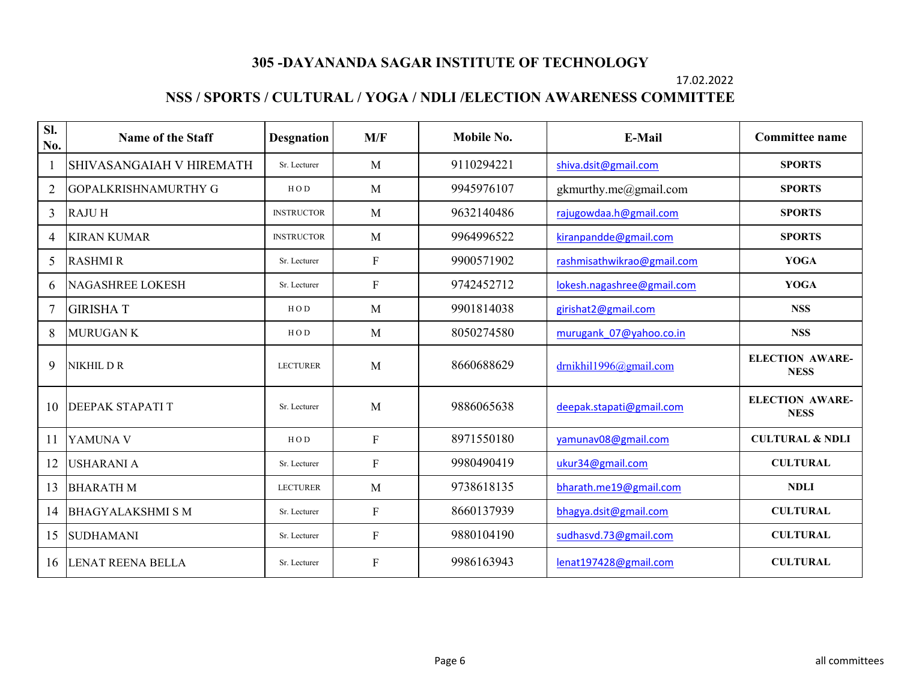# 305 -DAYANANDA SAGAR INSTITUTE OF TECHNOLOGY

17.02.2022

## NSS / SPORTS / CULTURAL / YOGA / NDLI /ELECTION AWARENESS COMMITTEE

| Sl. No. | Name of the Staff | Desgnation | M/F | Mobile No. | E-Mail | Committee name |
|---|---|---|---|---|---|---|
| 1 | SHIVASANGAIAH V HIREMATH | Sr. Lecturer | M | 9110294221 | shiva.dsit@gmail.com | SPORTS |
| 2 | GOPALKRISHNAMURTHY G | H O D | M | 9945976107 | gkmurthy.me@gmail.com | SPORTS |
| 3 | RAJU H | INSTRUCTOR | M | 9632140486 | rajugowdaa.h@gmail.com | SPORTS |
| 4 | KIRAN KUMAR | INSTRUCTOR | M | 9964996522 | kiranpandde@gmail.com | SPORTS |
| 5 | RASHMI R | Sr. Lecturer | F | 9900571902 | rashmisathwikrao@gmail.com | YOGA |
| 6 | NAGASHREE LOKESH | Sr. Lecturer | F | 9742452712 | lokesh.nagashree@gmail.com | YOGA |
| 7 | GIRISHA T | H O D | M | 9901814038 | girishat2@gmail.com | NSS |
| 8 | MURUGAN K | H O D | M | 8050274580 | murugank_07@yahoo.co.in | NSS |
| 9 | NIKHIL D R | LECTURER | M | 8660688629 | drnikhil1996@gmail.com | ELECTION AWARE-NESS |
| 10 | DEEPAK STAPATI T | Sr. Lecturer | M | 9886065638 | deepak.stapati@gmail.com | ELECTION AWARE-NESS |
| 11 | YAMUNA V | H O D | F | 8971550180 | yamunav08@gmail.com | CULTURAL & NDLI |
| 12 | USHARANI A | Sr. Lecturer | F | 9980490419 | ukur34@gmail.com | CULTURAL |
| 13 | BHARATH M | LECTURER | M | 9738618135 | bharath.me19@gmail.com | NDLI |
| 14 | BHAGYALAKSHMI S M | Sr. Lecturer | F | 8660137939 | bhagya.dsit@gmail.com | CULTURAL |
| 15 | SUDHAMANI | Sr. Lecturer | F | 9880104190 | sudhasvd.73@gmail.com | CULTURAL |
| 16 | LENAT REENA BELLA | Sr. Lecturer | F | 9986163943 | lenat197428@gmail.com | CULTURAL |